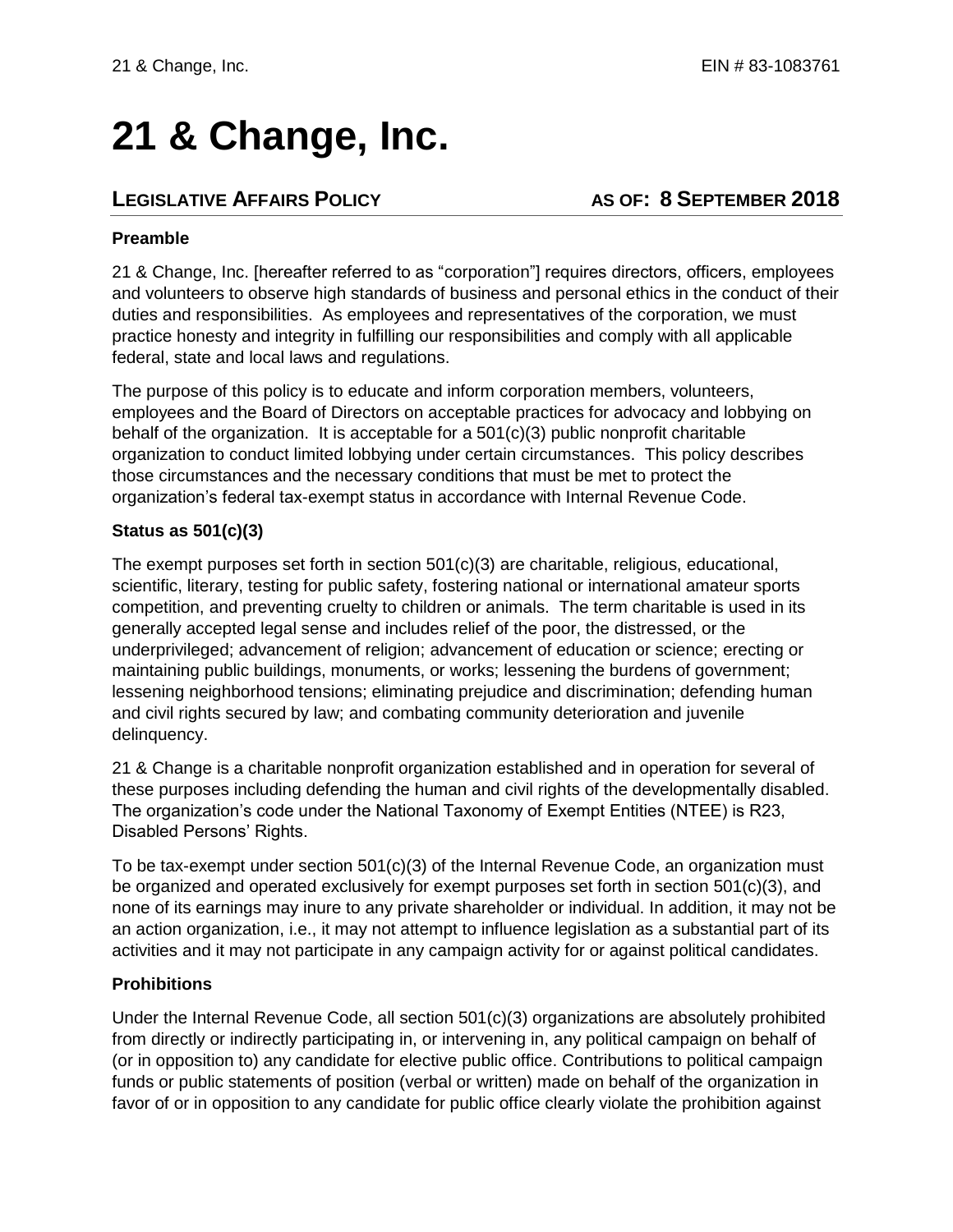# 21 & Change, Inc.

## LEGISLATIVE AFFAIRS POLICY AS OF: 8 SEPTEMBER 2018

**Preamble**

21 & Change, Inc. [hereafter referred to as "corporation"] requires directors, officers, employees and volunteers to observe high standards of business and personal ethics in the conduct of their duties and responsibilities. As employees and representatives of the corporation, we must practice honesty and integrity in fulfilling our responsibilities and comply with all applicable federal, state and local laws and regulations.

The purpose of this policy is to educate and inform corporation members, volunteers, employees and the Board of Directors on acceptable practices for advocacy and lobbying on behalf of the organization. It is acceptable for a 501(c)(3) public nonprofit charitable organization to conduct limited lobbying under certain circumstances. This policy describes those circumstances and the necessary conditions that must be met to protect the organization's federal tax-exempt status in accordance with Internal Revenue Code.

**Status as 501(c)(3)**

The exempt purposes set forth in section 501(c)(3) are charitable, religious, educational, scientific, literary, testing for public safety, fostering national or international amateur sports competition, and preventing cruelty to children or animals. The term charitable is used in its generally accepted legal sense and includes relief of the poor, the distressed, or the underprivileged; advancement of religion; advancement of education or science; erecting or maintaining public buildings, monuments, or works; lessening the burdens of government; lessening neighborhood tensions; eliminating prejudice and discrimination; defending human and civil rights secured by law; and combating community deterioration and juvenile delinquency.

21 & Change is a charitable nonprofit organization established and in operation for several of these purposes including defending the human and civil rights of the developmentally disabled. The organization's code under the National Taxonomy of Exempt Entities (NTEE) is R23, Disabled Persons' Rights.

To be tax-exempt under section 501(c)(3) of the Internal Revenue Code, an organization must be organized and operated exclusively for exempt purposes set forth in section 501(c)(3), and none of its earnings may inure to any private shareholder or individual. In addition, it may not be an action organization, i.e., it may not attempt to influence legislation as a substantial part of its activities and it may not participate in any campaign activity for or against political candidates.

**Prohibitions**

Under the Internal Revenue Code, all section 501(c)(3) organizations are absolutely prohibited from directly or indirectly participating in, or intervening in, any political campaign on behalf of (or in opposition to) any candidate for elective public office. Contributions to political campaign funds or public statements of position (verbal or written) made on behalf of the organization in favor of or in opposition to any candidate for public office clearly violate the prohibition against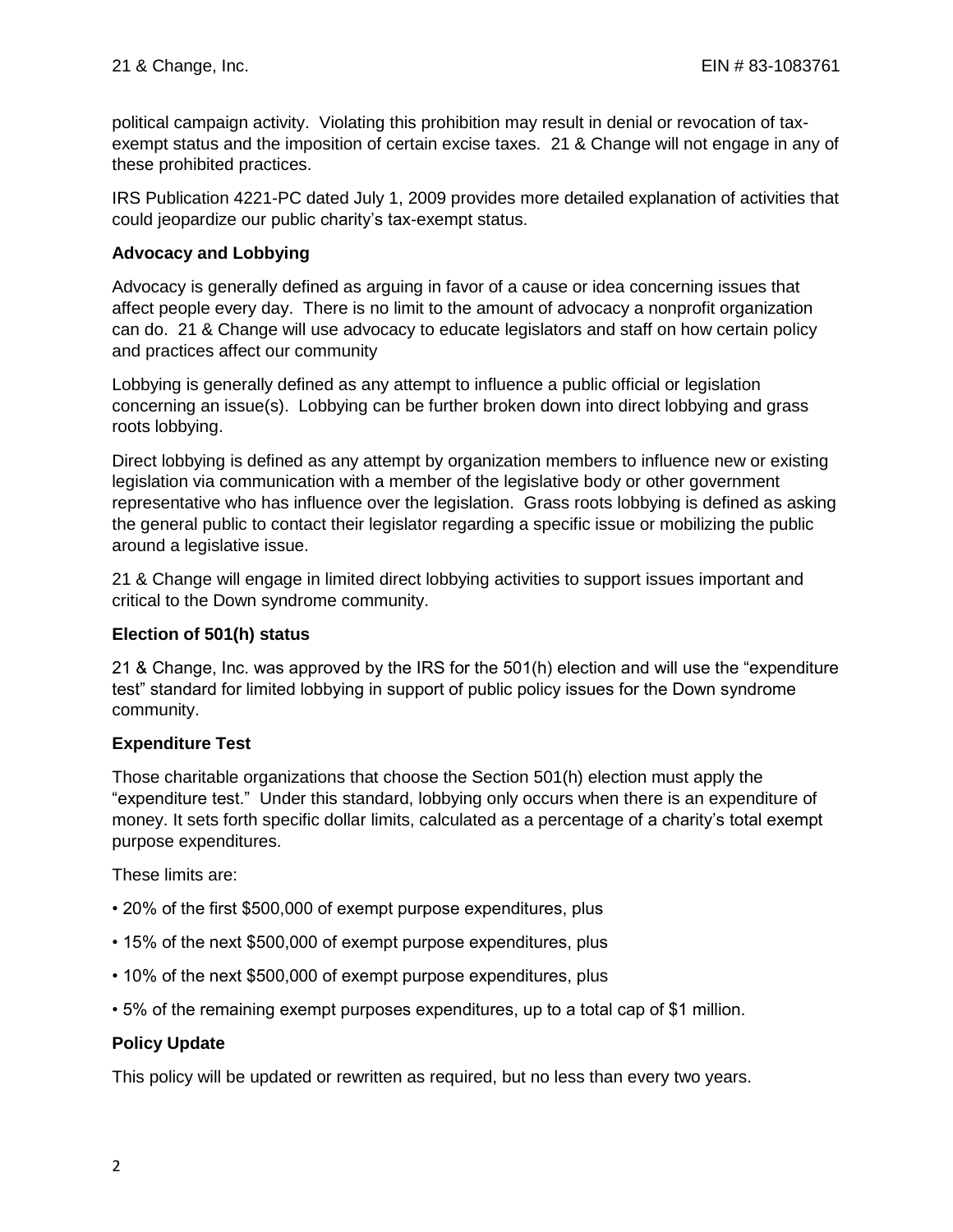political campaign activity. Violating this prohibition may result in denial or revocation of tax-exempt status and the imposition of certain excise taxes. 21 & Change will not engage in any of these prohibited practices.

IRS Publication 4221-PC dated July 1, 2009 provides more detailed explanation of activities that could jeopardize our public charity's tax-exempt status.

**Advocacy and Lobbying**

Advocacy is generally defined as arguing in favor of a cause or idea concerning issues that affect people every day. There is no limit to the amount of advocacy a nonprofit organization can do. 21 & Change will use advocacy to educate legislators and staff on how certain policy and practices affect our community

Lobbying is generally defined as any attempt to influence a public official or legislation concerning an issue(s). Lobbying can be further broken down into direct lobbying and grass roots lobbying.

Direct lobbying is defined as any attempt by organization members to influence new or existing legislation via communication with a member of the legislative body or other government representative who has influence over the legislation. Grass roots lobbying is defined as asking the general public to contact their legislator regarding a specific issue or mobilizing the public around a legislative issue.

21 & Change will engage in limited direct lobbying activities to support issues important and critical to the Down syndrome community.

**Election of 501(h) status**

21 & Change, Inc. was approved by the IRS for the 501(h) election and will use the "expenditure test" standard for limited lobbying in support of public policy issues for the Down syndrome community.

**Expenditure Test**

Those charitable organizations that choose the Section 501(h) election must apply the "expenditure test." Under this standard, lobbying only occurs when there is an expenditure of money. It sets forth specific dollar limits, calculated as a percentage of a charity's total exempt purpose expenditures.

These limits are:

- 20% of the first $500,000 of exempt purpose expenditures, plus
- 15% of the next $500,000 of exempt purpose expenditures, plus
- 10% of the next $500,000 of exempt purpose expenditures, plus
- 5% of the remaining exempt purposes expenditures, up to a total cap of $1 million.

**Policy Update**

This policy will be updated or rewritten as required, but no less than every two years.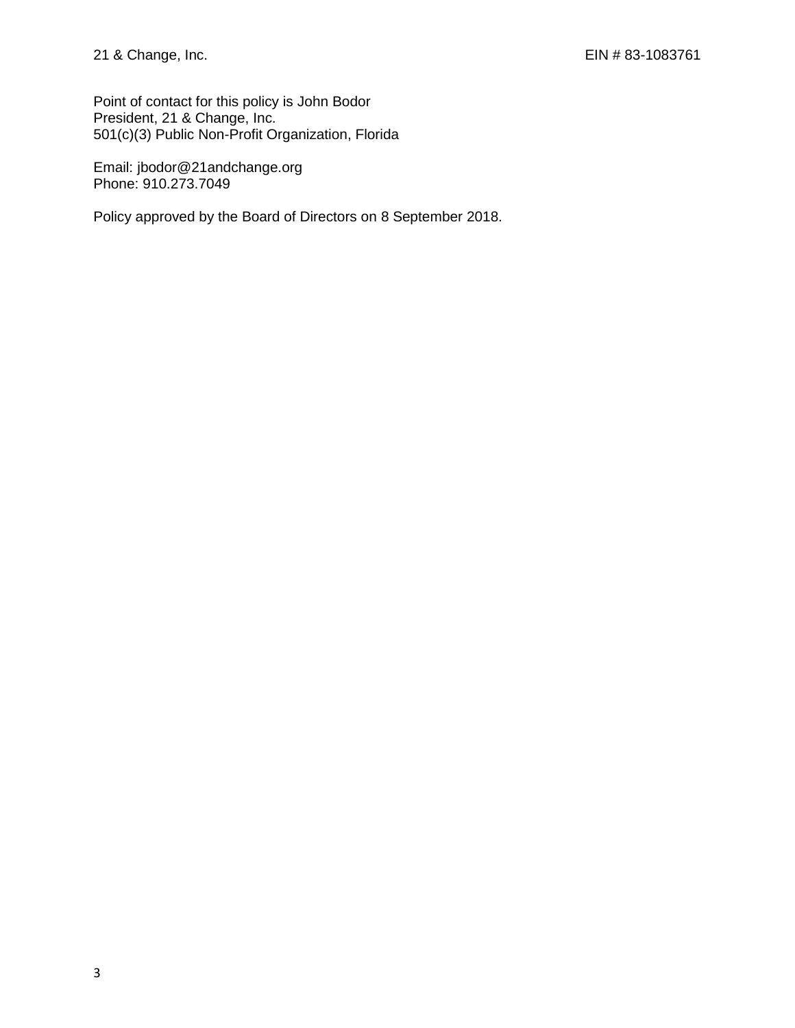Point of contact for this policy is John Bodor
President, 21 & Change, Inc.
501(c)(3) Public Non-Profit Organization, Florida

Email: jbodor@21andchange.org
Phone: 910.273.7049

Policy approved by the Board of Directors on 8 September 2018.